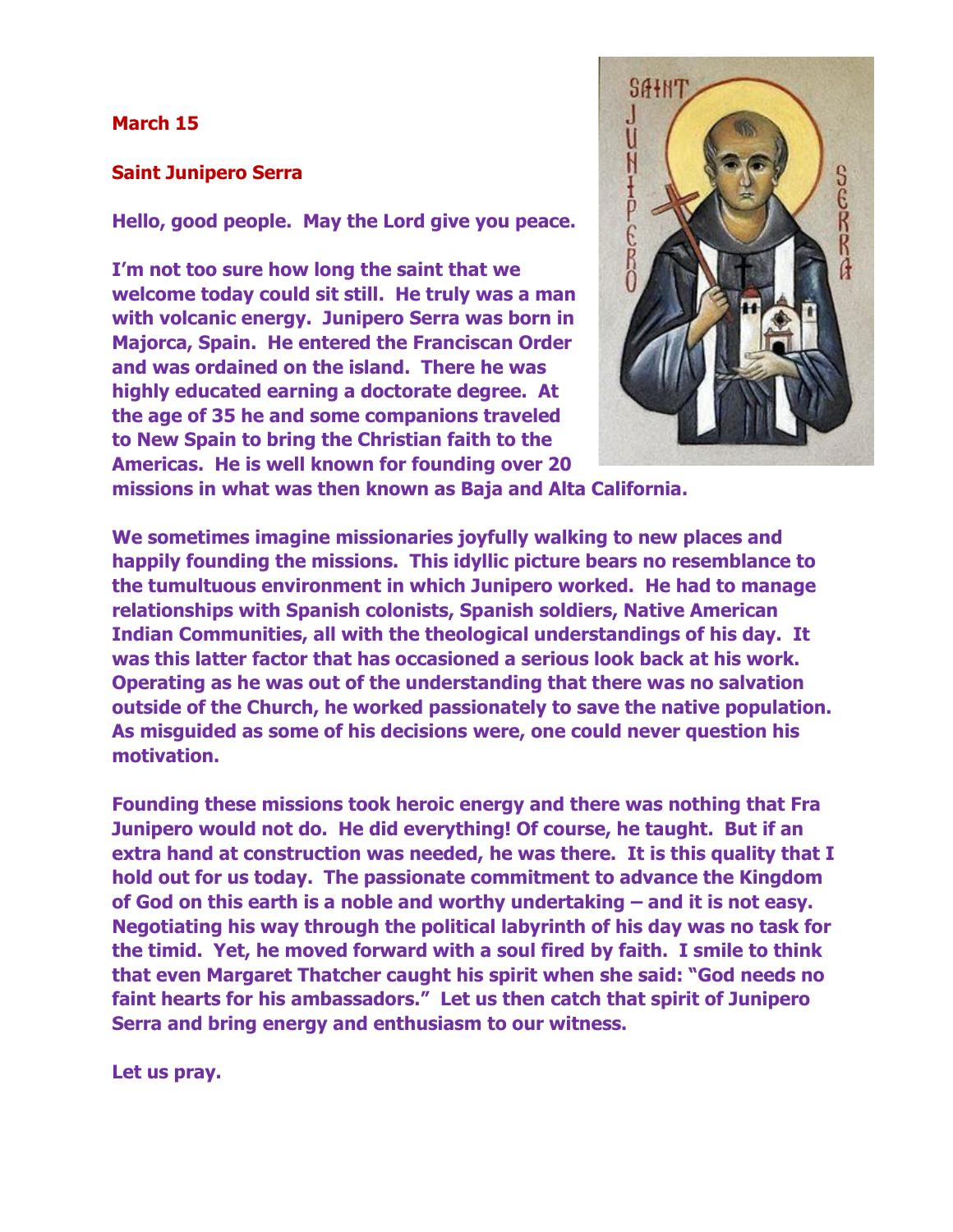**March 15**

**Saint Junipero Serra**

**Hello, good people. May the Lord give you peace.**

**I'm not too sure how long the saint that we welcome today could sit still. He truly was a man with volcanic energy. Junipero Serra was born in Majorca, Spain. He entered the Franciscan Order and was ordained on the island. There he was highly educated earning a doctorate degree. At the age of 35 he and some companions traveled to New Spain to bring the Christian faith to the Americas. He is well known for founding over 20 missions in what was then known as Baja and Alta California.**

**We sometimes imagine missionaries joyfully walking to new places and happily founding the missions. This idyllic picture bears no resemblance to the tumultuous environment in which Junipero worked. He had to manage relationships with Spanish colonists, Spanish soldiers, Native American Indian Communities, all with the theological understandings of his day. It was this latter factor that has occasioned a serious look back at his work. Operating as he was out of the understanding that there was no salvation outside of the Church, he worked passionately to save the native population. As misguided as some of his decisions were, one could never question his motivation.**

**Founding these missions took heroic energy and there was nothing that Fra Junipero would not do. He did everything! Of course, he taught. But if an extra hand at construction was needed, he was there. It is this quality that I hold out for us today. The passionate commitment to advance the Kingdom of God on this earth is a noble and worthy undertaking – and it is not easy. Negotiating his way through the political labyrinth of his day was no task for the timid. Yet, he moved forward with a soul fired by faith. I smile to think that even Margaret Thatcher caught his spirit when she said: "God needs no faint hearts for his ambassadors." Let us then catch that spirit of Junipero Serra and bring energy and enthusiasm to our witness.**

**Let us pray.**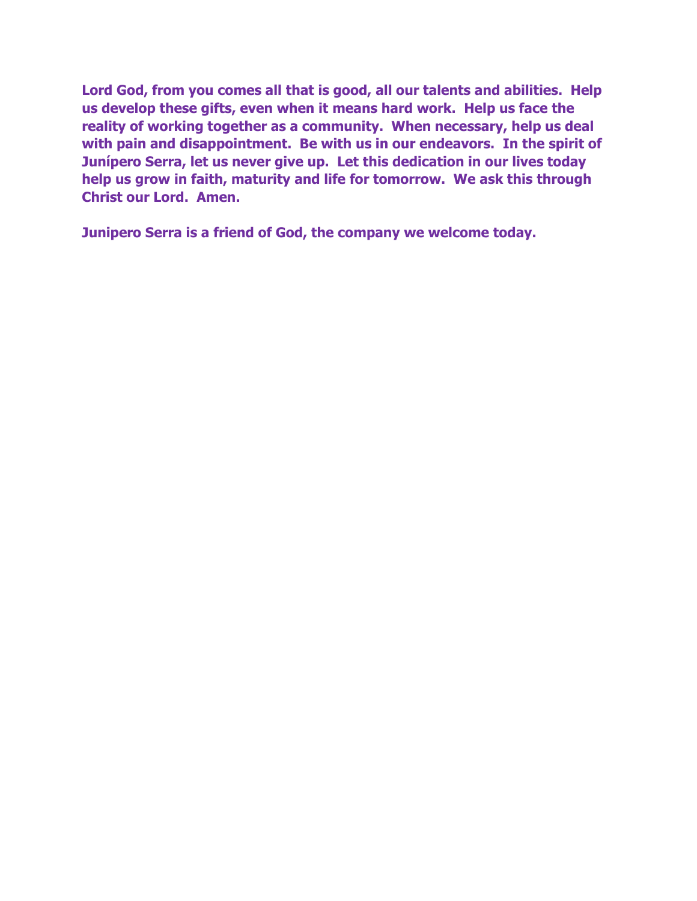**Lord God, from you comes all that is good, all our talents and abilities. Help us develop these gifts, even when it means hard work. Help us face the reality of working together as a community. When necessary, help us deal with pain and disappointment. Be with us in our endeavors. In the spirit of Junípero Serra, let us never give up. Let this dedication in our lives today help us grow in faith, maturity and life for tomorrow. We ask this through Christ our Lord. Amen.**

**Junipero Serra is a friend of God, the company we welcome today.**